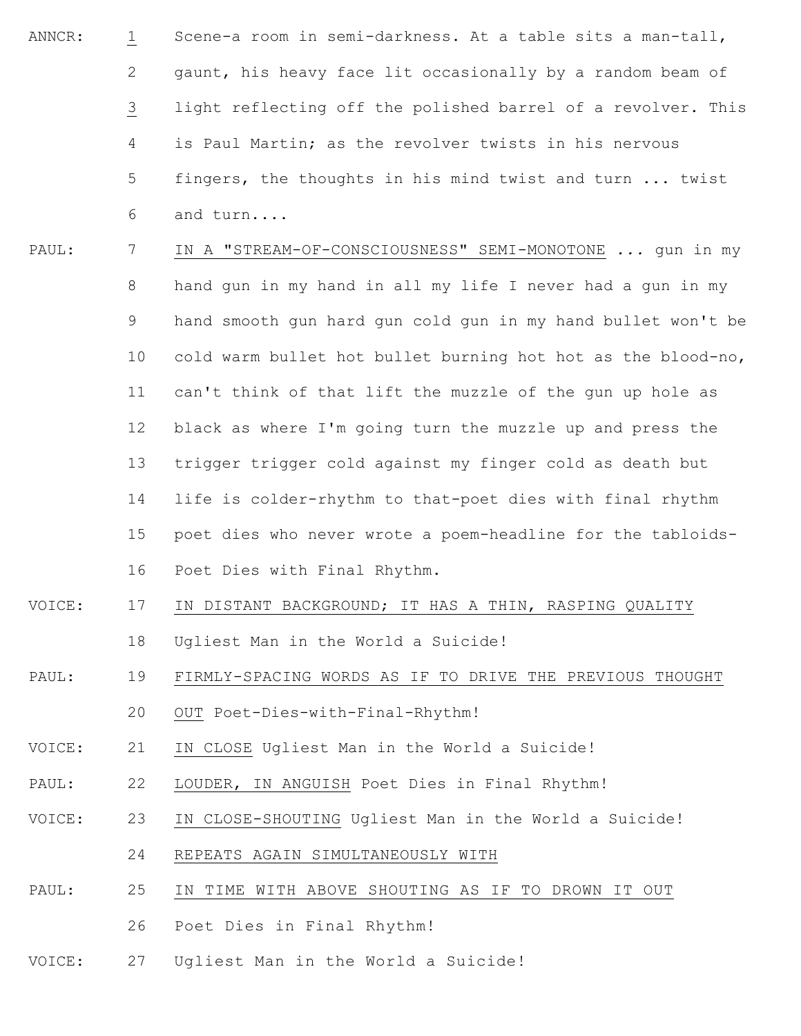ANNCR: 1 Scene-a room in semi-darkness. At a table sits a man-tall, 2 gaunt, his heavy face lit occasionally by a random beam of 3 light reflecting off the polished barrel of a revolver. This 4 is Paul Martin; as the revolver twists in his nervous 5 fingers, the thoughts in his mind twist and turn ... twist 6 and turn....

PAUL: 7 IN A "STREAM-OF-CONSCIOUSNESS" SEMI-MONOTONE ... gun in my 8 hand gun in my hand in all my life I never had a gun in my 9 hand smooth gun hard gun cold gun in my hand bullet won't be 10 cold warm bullet hot bullet burning hot hot as the blood-no, 11 can't think of that lift the muzzle of the gun up hole as 12 black as where I'm going turn the muzzle up and press the 13 trigger trigger cold against my finger cold as death but 14 life is colder-rhythm to that-poet dies with final rhythm 15 poet dies who never wrote a poem-headline for the tabloids- 16 Poet Dies with Final Rhythm.

VOICE: 17 IN DISTANT BACKGROUND; IT HAS A THIN, RASPING QUALITY 18 Ugliest Man in the World a Suicide!

PAUL: 19 FIRMLY-SPACING WORDS AS IF TO DRIVE THE PREVIOUS THOUGHT 20 OUT Poet-Dies-with-Final-Rhythm!

VOICE: 21 IN CLOSE Ugliest Man in the World a Suicide!

PAUL: 22 LOUDER, IN ANGUISH Poet Dies in Final Rhythm!

VOICE: 23 IN CLOSE-SHOUTING Ugliest Man in the World a Suicide! 24 REPEATS AGAIN SIMULTANEOUSLY WITH

PAUL: 25 IN TIME WITH ABOVE SHOUTING AS IF TO DROWN IT OUT 26 Poet Dies in Final Rhythm!

VOICE: 27 Ugliest Man in the World a Suicide!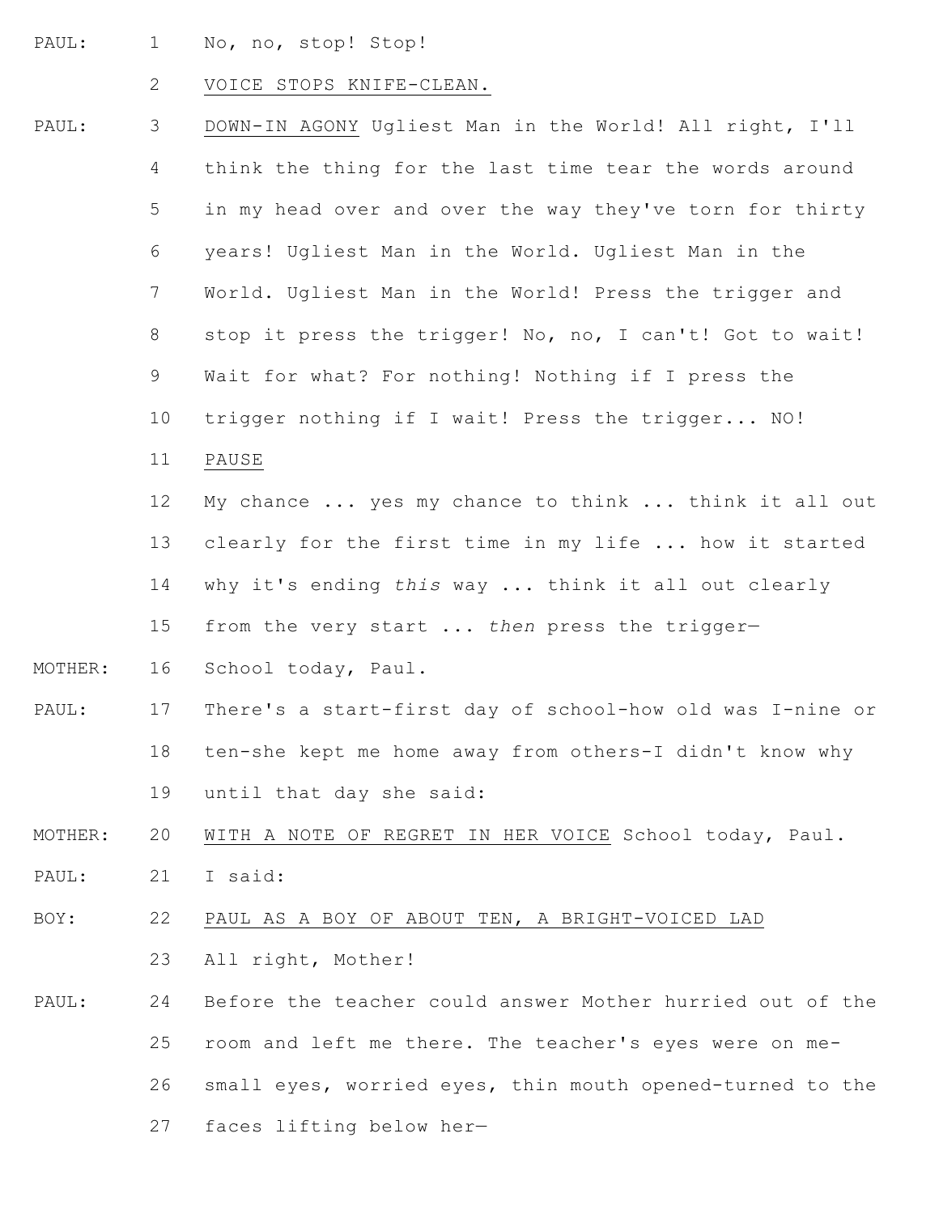PAUL: 1 No, no, stop! Stop!

2 <u>VOICE STOPS KNIFE-CLEAN.</u>

PAUL: 3 <u>DOWN-IN AGONY</u> Ugliest Man in the World! All right, I'll
4 think the thing for the last time tear the words around
5 in my head over and over the way they've torn for thirty
6 years! Ugliest Man in the World. Ugliest Man in the
7 World. Ugliest Man in the World! Press the trigger and
8 stop it press the trigger! No, no, I can't! Got to wait!
9 Wait for what? For nothing! Nothing if I press the
10 trigger nothing if I wait! Press the trigger... NO!

11 <u>PAUSE</u>

12 My chance ... yes my chance to think ... think it all out
13 clearly for the first time in my life ... how it started
14 why it's ending *this* way ... think it all out clearly
15 from the very start ... *then* press the trigger—

MOTHER: 16 School today, Paul.

PAUL: 17 There's a start-first day of school-how old was I-nine or
18 ten-she kept me home away from others-I didn't know why
19 until that day she said:

MOTHER: 20 <u>WITH A NOTE OF REGRET IN HER VOICE</u> School today, Paul.

PAUL: 21 I said:

BOY: 22 <u>PAUL AS A BOY OF ABOUT TEN, A BRIGHT-VOICED LAD</u>
23 All right, Mother!

PAUL: 24 Before the teacher could answer Mother hurried out of the
25 room and left me there. The teacher's eyes were on me-
26 small eyes, worried eyes, thin mouth opened-turned to the
27 faces lifting below her—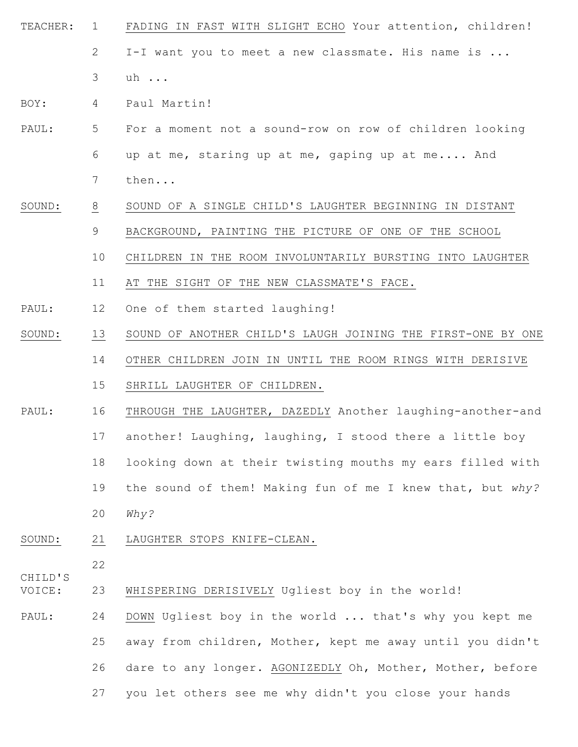TEACHER: 1 <u>FADING IN FAST WITH SLIGHT ECHO</u> Your attention, children!

2 I-I want you to meet a new classmate. His name is ...

3 uh ...

BOY: 4 Paul Martin!

PAUL: 5 For a moment not a sound-row on row of children looking

6 up at me, staring up at me, gaping up at me.... And

7 then...

<u>SOUND:</u> <u>8</u> <u>SOUND OF A SINGLE CHILD'S LAUGHTER BEGINNING IN DISTANT</u>

9 <u>BACKGROUND, PAINTING THE PICTURE OF ONE OF THE SCHOOL</u>

10 <u>CHILDREN IN THE ROOM INVOLUNTARILY BURSTING INTO LAUGHTER</u>

11 <u>AT THE SIGHT OF THE NEW CLASSMATE'S FACE.</u>

PAUL: 12 One of them started laughing!

<u>SOUND:</u> <u>13</u> <u>SOUND OF ANOTHER CHILD'S LAUGH JOINING THE FIRST-ONE BY ONE</u>

14 <u>OTHER CHILDREN JOIN IN UNTIL THE ROOM RINGS WITH DERISIVE</u>

15 <u>SHRILL LAUGHTER OF CHILDREN.</u>

PAUL: 16 <u>THROUGH THE LAUGHTER, DAZEDLY</u> Another laughing-another-and

17 another! Laughing, laughing, I stood there a little boy

18 looking down at their twisting mouths my ears filled with

19 the sound of them! Making fun of me I knew that, but *why?*

20 *Why?*

<u>SOUND:</u> <u>21</u> <u>LAUGHTER STOPS KNIFE-CLEAN.</u>

22

CHILD'S VOICE: 23 <u>WHISPERING DERISIVELY</u> Ugliest boy in the world!

PAUL: 24 <u>DOWN</u> Ugliest boy in the world ... that's why you kept me

25 away from children, Mother, kept me away until you didn't

26 dare to any longer. <u>AGONIZEDLY</u> Oh, Mother, Mother, before

27 you let others see me why didn't you close your hands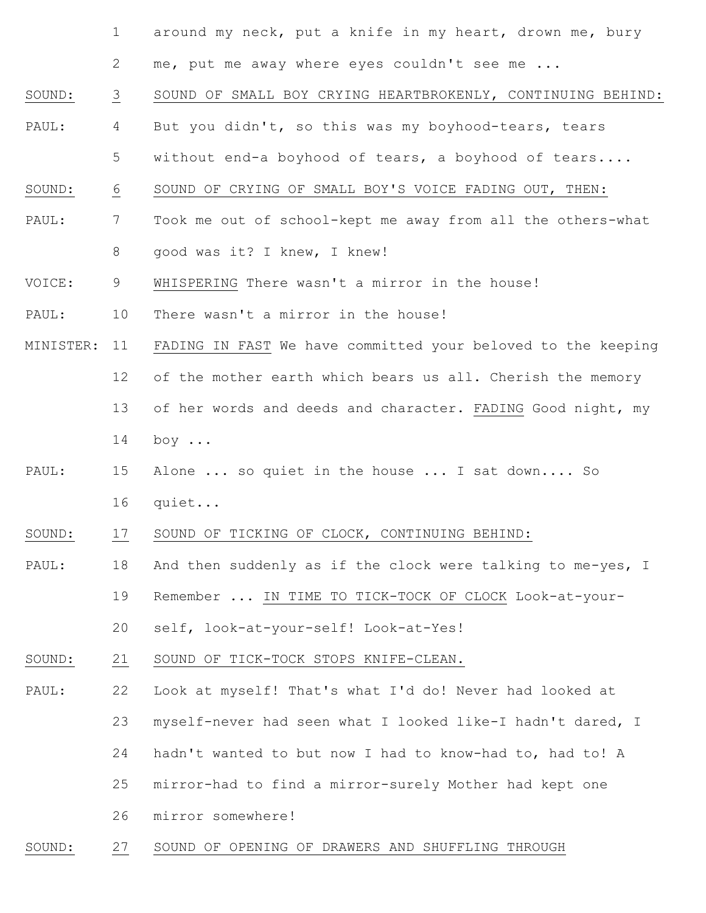1 around my neck, put a knife in my heart, drown me, bury

2 me, put me away where eyes couldn't see me ...

<u>SOUND:</u> <u>3</u> <u>SOUND OF SMALL BOY CRYING HEARTBROKENLY, CONTINUING BEHIND:</u>

PAUL: 4 But you didn't, so this was my boyhood-tears, tears

5 without end-a boyhood of tears, a boyhood of tears....

<u>SOUND:</u> <u>6</u> <u>SOUND OF CRYING OF SMALL BOY'S VOICE FADING OUT, THEN:</u>

PAUL: 7 Took me out of school-kept me away from all the others-what

8 good was it? I knew, I knew!

VOICE: 9 <u>WHISPERING</u> There wasn't a mirror in the house!

PAUL: 10 There wasn't a mirror in the house!

MINISTER: 11 <u>FADING IN FAST</u> We have committed your beloved to the keeping

12 of the mother earth which bears us all. Cherish the memory

13 of her words and deeds and character. <u>FADING</u> Good night, my

14 boy ...

PAUL: 15 Alone ... so quiet in the house ... I sat down.... So

16 quiet...

<u>SOUND:</u> <u>17</u> <u>SOUND OF TICKING OF CLOCK, CONTINUING BEHIND:</u>

PAUL: 18 And then suddenly as if the clock were talking to me-yes, I

19 Remember ... <u>IN TIME TO TICK-TOCK OF CLOCK</u> Look-at-your-

20 self, look-at-your-self! Look-at-Yes!

<u>SOUND:</u> <u>21</u> <u>SOUND OF TICK-TOCK STOPS KNIFE-CLEAN.</u>

PAUL: 22 Look at myself! That's what I'd do! Never had looked at

23 myself-never had seen what I looked like-I hadn't dared, I

24 hadn't wanted to but now I had to know-had to, had to! A

25 mirror-had to find a mirror-surely Mother had kept one

26 mirror somewhere!

<u>SOUND:</u> <u>27</u> <u>SOUND OF OPENING OF DRAWERS AND SHUFFLING THROUGH</u>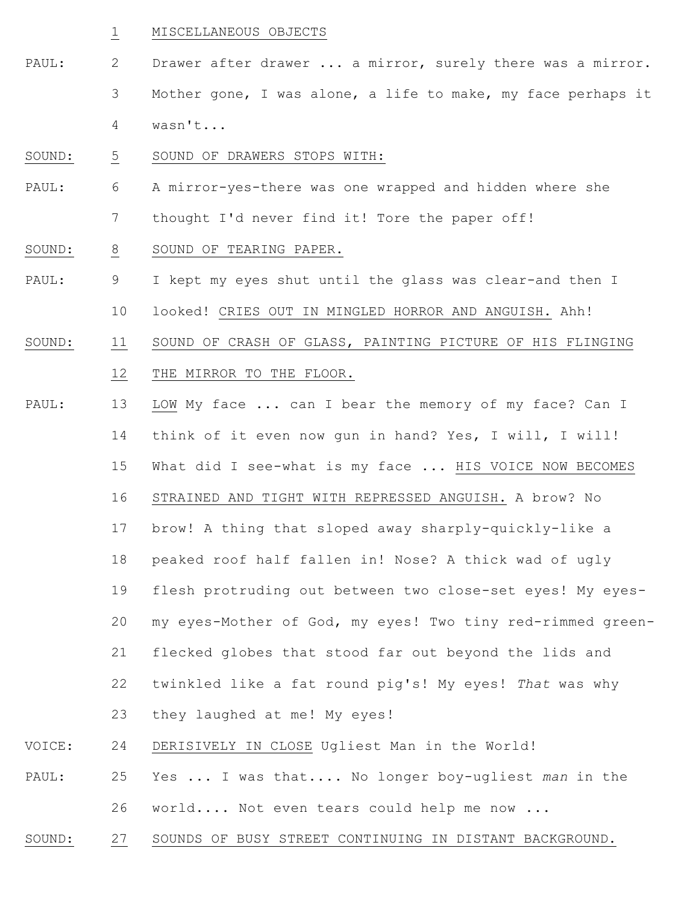1 MISCELLANEOUS OBJECTS

PAUL: 2 Drawer after drawer ... a mirror, surely there was a mirror.
3 Mother gone, I was alone, a life to make, my face perhaps it
4 wasn't...

SOUND: 5 SOUND OF DRAWERS STOPS WITH:

PAUL: 6 A mirror-yes-there was one wrapped and hidden where she
7 thought I'd never find it! Tore the paper off!

SOUND: 8 SOUND OF TEARING PAPER.

PAUL: 9 I kept my eyes shut until the glass was clear-and then I
10 looked! CRIES OUT IN MINGLED HORROR AND ANGUISH. Ahh!

SOUND: 11 SOUND OF CRASH OF GLASS, PAINTING PICTURE OF HIS FLINGING
12 THE MIRROR TO THE FLOOR.

PAUL: 13 LOW My face ... can I bear the memory of my face? Can I
14 think of it even now gun in hand? Yes, I will, I will!
15 What did I see-what is my face ... HIS VOICE NOW BECOMES
16 STRAINED AND TIGHT WITH REPRESSED ANGUISH. A brow? No
17 brow! A thing that sloped away sharply-quickly-like a
18 peaked roof half fallen in! Nose? A thick wad of ugly
19 flesh protruding out between two close-set eyes! My eyes-
20 my eyes-Mother of God, my eyes! Two tiny red-rimmed green-
21 flecked globes that stood far out beyond the lids and
22 twinkled like a fat round pig's! My eyes! *That* was why
23 they laughed at me! My eyes!

VOICE: 24 DERISIVELY IN CLOSE Ugliest Man in the World!

PAUL: 25 Yes ... I was that.... No longer boy-ugliest *man* in the
26 world.... Not even tears could help me now ...

SOUND: 27 SOUNDS OF BUSY STREET CONTINUING IN DISTANT BACKGROUND.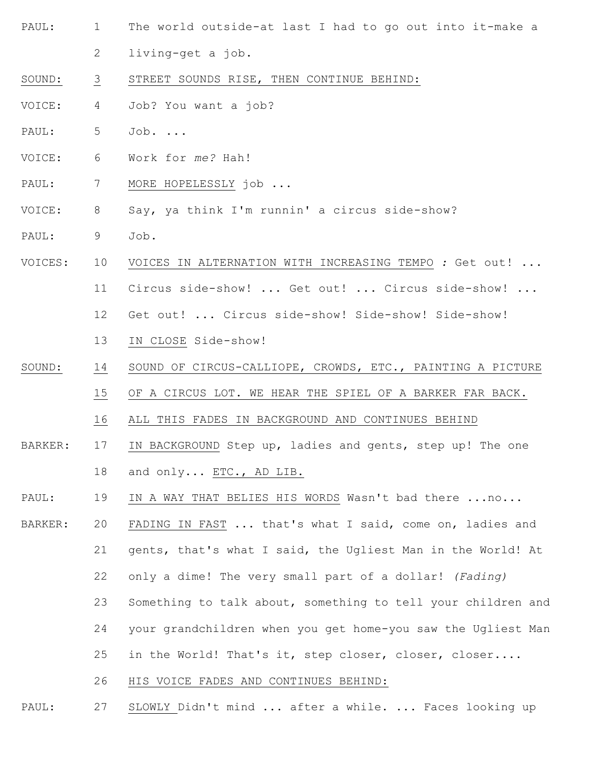PAUL: 1 The world outside-at last I had to go out into it-make a
2 living-get a job.

<u>SOUND:</u> <u>3</u> <u>STREET SOUNDS RISE, THEN CONTINUE BEHIND:</u>

VOICE: 4 Job? You want a job?

PAUL: 5 Job. ...

VOICE: 6 Work for *me?* Hah!

PAUL: 7 <u>MORE HOPELESSLY</u> job ...

VOICE: 8 Say, ya think I'm runnin' a circus side-show?

PAUL: 9 Job.

VOICES: 10 <u>VOICES IN ALTERNATION WITH INCREASING TEMPO</u> *:* Get out! ...
11 Circus side-show! ... Get out! ... Circus side-show! ...
12 Get out! ... Circus side-show! Side-show! Side-show!
13 <u>IN CLOSE</u> Side-show!

<u>SOUND:</u> <u>14</u> <u>SOUND OF CIRCUS-CALLIOPE, CROWDS, ETC., PAINTING A PICTURE</u>
<u>15</u> <u>OF A CIRCUS LOT. WE HEAR THE SPIEL OF A BARKER FAR BACK.</u>
<u>16</u> <u>ALL THIS FADES IN BACKGROUND AND CONTINUES BEHIND</u>

BARKER: 17 <u>IN BACKGROUND</u> Step up, ladies and gents, step up! The one
18 and only... <u>ETC., AD LIB.</u>

PAUL: 19 <u>IN A WAY THAT BELIES HIS WORDS</u> Wasn't bad there ...no...

BARKER: 20 <u>FADING IN FAST</u> ... that's what I said, come on, ladies and
21 gents, that's what I said, the Ugliest Man in the World! At
22 only a dime! The very small part of a dollar! *(Fading)*
23 Something to talk about, something to tell your children and
24 your grandchildren when you get home-you saw the Ugliest Man
25 in the World! That's it, step closer, closer, closer....
26 <u>HIS VOICE FADES AND CONTINUES BEHIND:</u>

PAUL: 27 <u>SLOWLY</u> Didn't mind ... after a while. ... Faces looking up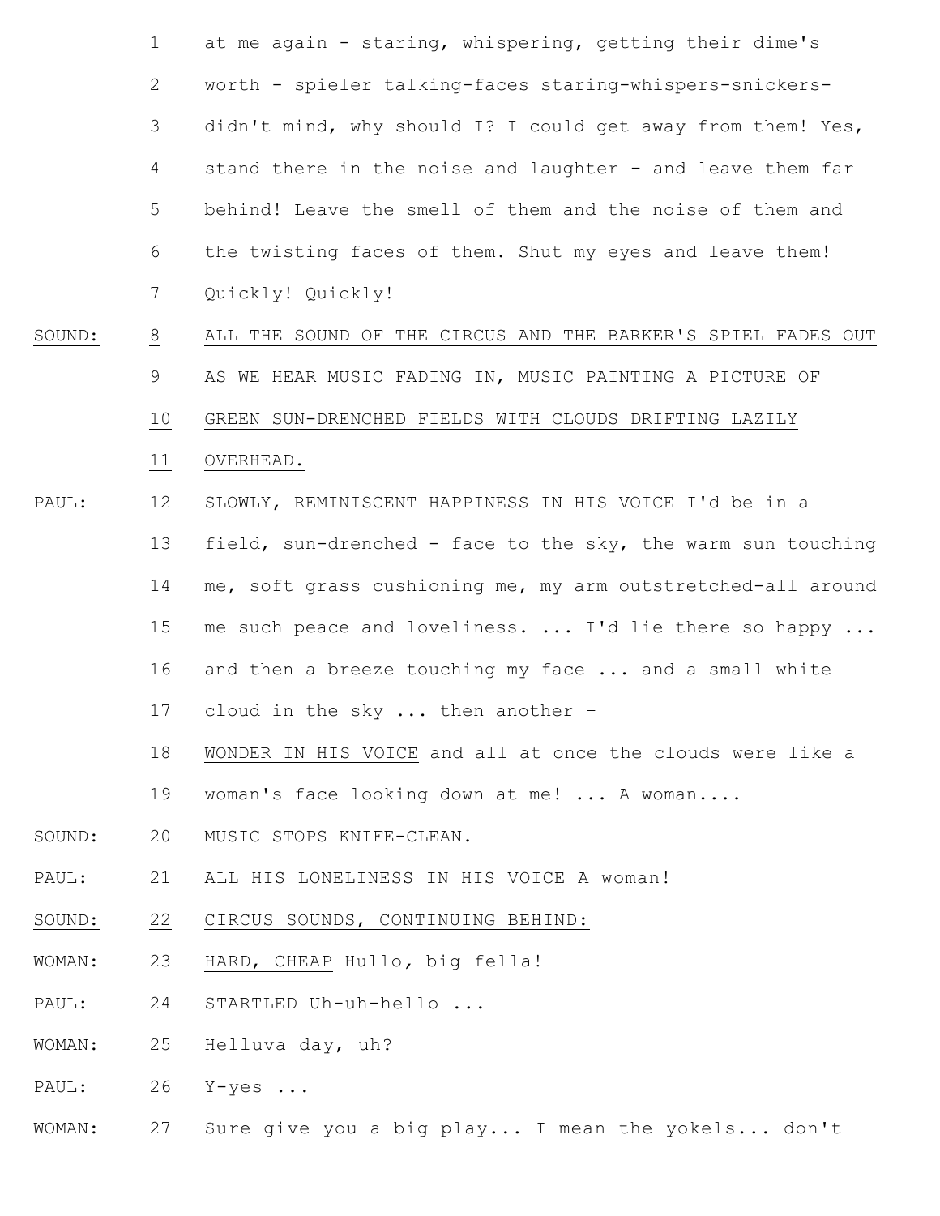1 at me again - staring, whispering, getting their dime's
2 worth - spieler talking-faces staring-whispers-snickers-
3 didn't mind, why should I? I could get away from them! Yes,
4 stand there in the noise and laughter - and leave them far
5 behind! Leave the smell of them and the noise of them and
6 the twisting faces of them. Shut my eyes and leave them!
7 Quickly! Quickly!

SOUND: 8 ALL THE SOUND OF THE CIRCUS AND THE BARKER'S SPIEL FADES OUT
9 AS WE HEAR MUSIC FADING IN, MUSIC PAINTING A PICTURE OF
10 GREEN SUN-DRENCHED FIELDS WITH CLOUDS DRIFTING LAZILY
11 OVERHEAD.

PAUL: 12 SLOWLY, REMINISCENT HAPPINESS IN HIS VOICE I'd be in a
13 field, sun-drenched - face to the sky, the warm sun touching
14 me, soft grass cushioning me, my arm outstretched-all around
15 me such peace and loveliness. ... I'd lie there so happy ...
16 and then a breeze touching my face ... and a small white
17 cloud in the sky ... then another –
18 WONDER IN HIS VOICE and all at once the clouds were like a
19 woman's face looking down at me! ... A woman....

SOUND: 20 MUSIC STOPS KNIFE-CLEAN.

PAUL: 21 ALL HIS LONELINESS IN HIS VOICE A woman!

SOUND: 22 CIRCUS SOUNDS, CONTINUING BEHIND:

WOMAN: 23 HARD, CHEAP Hullo, big fella!

PAUL: 24 STARTLED Uh-uh-hello ...

WOMAN: 25 Helluva day, uh?

PAUL: 26 Y-yes ...

WOMAN: 27 Sure give you a big play... I mean the yokels... don't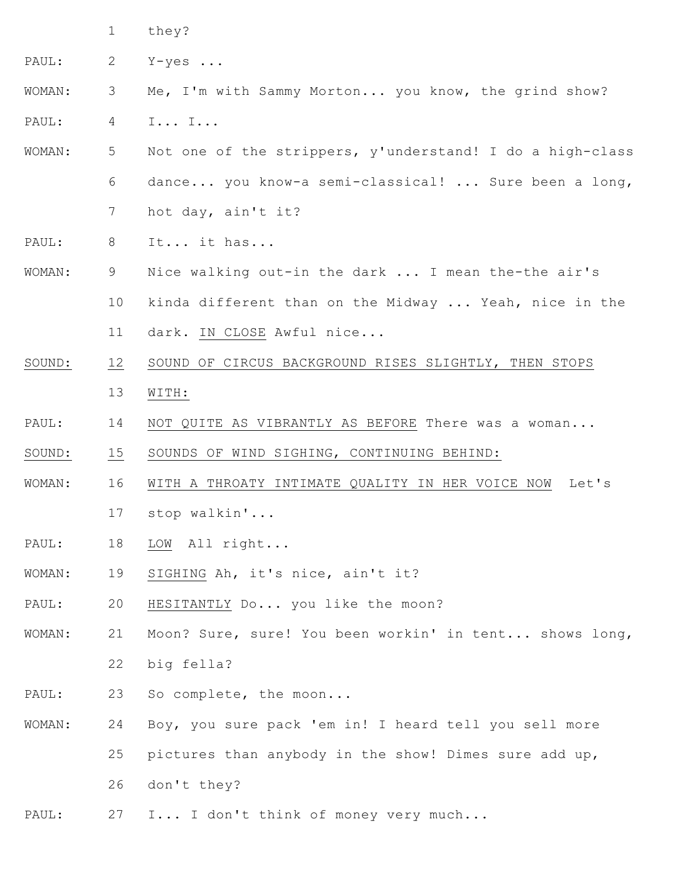1 they?

PAUL: 2 Y-yes ...

WOMAN: 3 Me, I'm with Sammy Morton... you know, the grind show?

PAUL: 4 I... I...

WOMAN: 5 Not one of the strippers, y'understand! I do a high-class
6 dance... you know-a semi-classical! ... Sure been a long,
7 hot day, ain't it?

PAUL: 8 It... it has...

WOMAN: 9 Nice walking out-in the dark ... I mean the-the air's
10 kinda different than on the Midway ... Yeah, nice in the
11 dark. <u>IN CLOSE</u> Awful nice...

<u>SOUND:</u> <u>12</u> <u>SOUND OF CIRCUS BACKGROUND RISES SLIGHTLY, THEN STOPS</u>
13 <u>WITH:</u>

PAUL: 14 <u>NOT QUITE AS VIBRANTLY AS BEFORE</u> There was a woman...

<u>SOUND:</u> <u>15</u> <u>SOUNDS OF WIND SIGHING, CONTINUING BEHIND:</u>

WOMAN: 16 <u>WITH A THROATY INTIMATE QUALITY IN HER VOICE NOW</u> Let's
17 stop walkin'...

PAUL: 18 <u>LOW</u> All right...

WOMAN: 19 <u>SIGHING</u> Ah, it's nice, ain't it?

PAUL: 20 <u>HESITANTLY</u> Do... you like the moon?

WOMAN: 21 Moon? Sure, sure! You been workin' in tent... shows long,
22 big fella?

PAUL: 23 So complete, the moon...

WOMAN: 24 Boy, you sure pack 'em in! I heard tell you sell more
25 pictures than anybody in the show! Dimes sure add up,
26 don't they?

PAUL: 27 I... I don't think of money very much...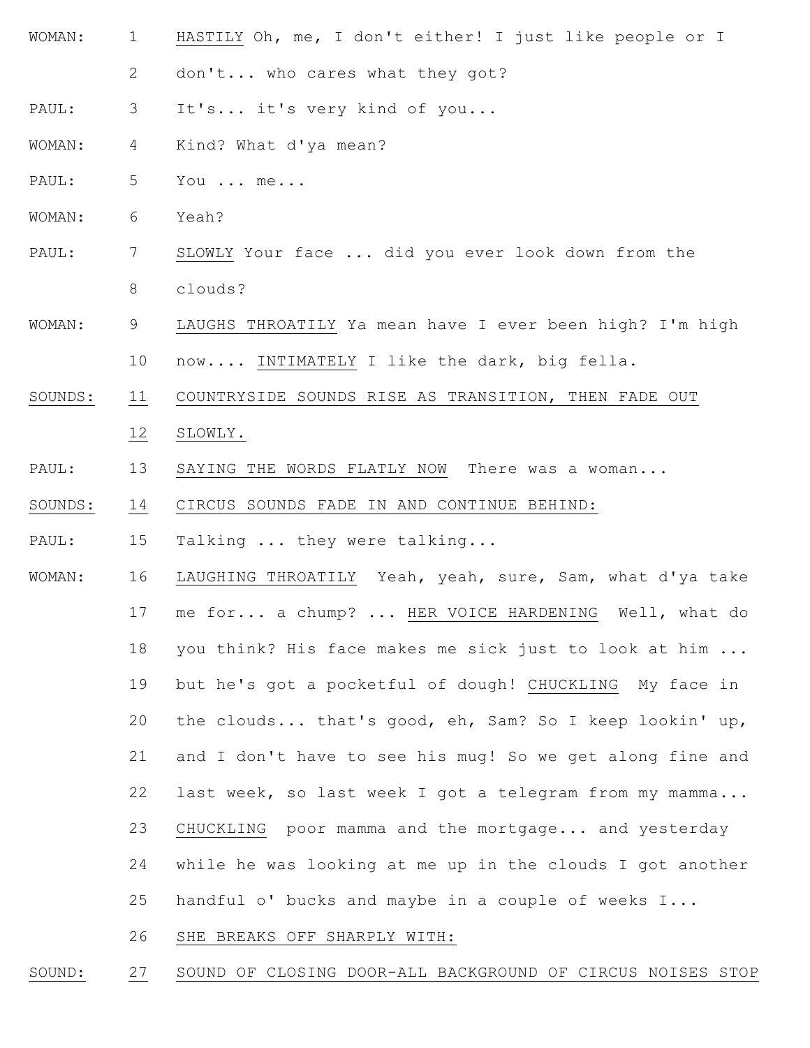WOMAN: 1 HASTILY Oh, me, I don't either! I just like people or I
2 don't... who cares what they got?

PAUL: 3 It's... it's very kind of you...

WOMAN: 4 Kind? What d'ya mean?

PAUL: 5 You ... me...

WOMAN: 6 Yeah?

PAUL: 7 SLOWLY Your face ... did you ever look down from the
8 clouds?

WOMAN: 9 LAUGHS THROATILY Ya mean have I ever been high? I'm high
10 now.... INTIMATELY I like the dark, big fella.

SOUNDS: 11 COUNTRYSIDE SOUNDS RISE AS TRANSITION, THEN FADE OUT
12 SLOWLY.

PAUL: 13 SAYING THE WORDS FLATLY NOW There was a woman...

SOUNDS: 14 CIRCUS SOUNDS FADE IN AND CONTINUE BEHIND:

PAUL: 15 Talking ... they were talking...

WOMAN: 16 LAUGHING THROATILY Yeah, yeah, sure, Sam, what d'ya take
17 me for... a chump? ... HER VOICE HARDENING Well, what do
18 you think? His face makes me sick just to look at him ...
19 but he's got a pocketful of dough! CHUCKLING My face in
20 the clouds... that's good, eh, Sam? So I keep lookin' up,
21 and I don't have to see his mug! So we get along fine and
22 last week, so last week I got a telegram from my mamma...
23 CHUCKLING poor mamma and the mortgage... and yesterday
24 while he was looking at me up in the clouds I got another
25 handful o' bucks and maybe in a couple of weeks I...
26 SHE BREAKS OFF SHARPLY WITH:

SOUND: 27 SOUND OF CLOSING DOOR-ALL BACKGROUND OF CIRCUS NOISES STOP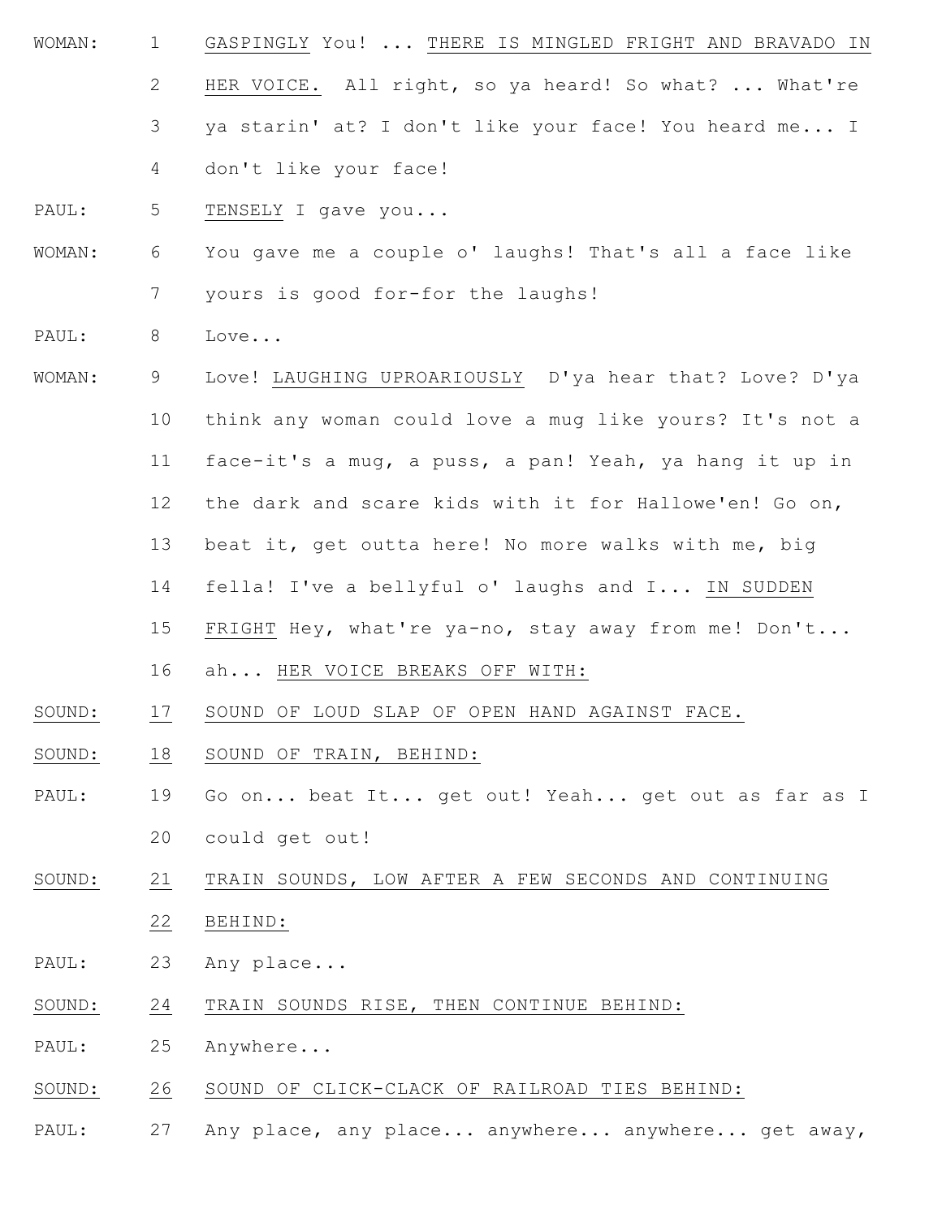WOMAN: 1 GASPINGLY You! ... THERE IS MINGLED FRIGHT AND BRAVADO IN 2 HER VOICE. All right, so ya heard! So what? ... What're 3 ya starin' at? I don't like your face! You heard me... I 4 don't like your face!

PAUL: 5 TENSELY I gave you...

WOMAN: 6 You gave me a couple o' laughs! That's all a face like 7 yours is good for-for the laughs!

PAUL: 8 Love...

WOMAN: 9 Love! LAUGHING UPROARIOUSLY D'ya hear that? Love? D'ya 10 think any woman could love a mug like yours? It's not a 11 face-it's a mug, a puss, a pan! Yeah, ya hang it up in 12 the dark and scare kids with it for Hallowe'en! Go on, 13 beat it, get outta here! No more walks with me, big 14 fella! I've a bellyful o' laughs and I... IN SUDDEN 15 FRIGHT Hey, what're ya-no, stay away from me! Don't... 16 ah... HER VOICE BREAKS OFF WITH:

SOUND: 17 SOUND OF LOUD SLAP OF OPEN HAND AGAINST FACE.

SOUND: 18 SOUND OF TRAIN, BEHIND:

PAUL: 19 Go on... beat It... get out! Yeah... get out as far as I 20 could get out!

SOUND: 21 TRAIN SOUNDS, LOW AFTER A FEW SECONDS AND CONTINUING 22 BEHIND:

PAUL: 23 Any place...

SOUND: 24 TRAIN SOUNDS RISE, THEN CONTINUE BEHIND:

PAUL: 25 Anywhere...

SOUND: 26 SOUND OF CLICK-CLACK OF RAILROAD TIES BEHIND:

PAUL: 27 Any place, any place... anywhere... anywhere... get away,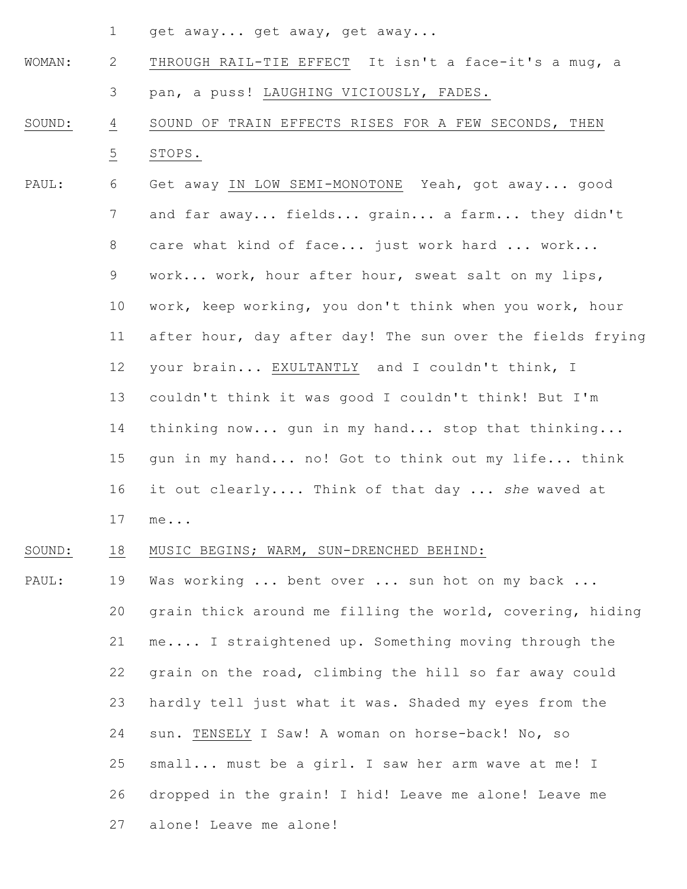| | | |
|---|---|---|
| | 1 | get away... get away, get away... |
| WOMAN: | 2 | <u>THROUGH RAIL-TIE EFFECT</u> It isn't a face-it's a mug, a |
| | 3 | pan, a puss! <u>LAUGHING VICIOUSLY, FADES.</u> |
| <u>SOUND:</u> | <u>4</u> | <u>SOUND OF TRAIN EFFECTS RISES FOR A FEW SECONDS, THEN</u> |
| | <u>5</u> | <u>STOPS.</u> |
| PAUL: | 6 | Get away <u>IN LOW SEMI-MONOTONE</u> Yeah, got away... good |
| | 7 | and far away... fields... grain... a farm... they didn't |
| | 8 | care what kind of face... just work hard ... work... |
| | 9 | work... work, hour after hour, sweat salt on my lips, |
| | 10 | work, keep working, you don't think when you work, hour |
| | 11 | after hour, day after day! The sun over the fields frying |
| | 12 | your brain... <u>EXULTANTLY</u> and I couldn't think, I |
| | 13 | couldn't think it was good I couldn't think! But I'm |
| | 14 | thinking now... gun in my hand... stop that thinking... |
| | 15 | gun in my hand... no! Got to think out my life... think |
| | 16 | it out clearly.... Think of that day ... *she* waved at |
| | 17 | me... |
| <u>SOUND:</u> | <u>18</u> | <u>MUSIC BEGINS; WARM, SUN-DRENCHED BEHIND:</u> |
| PAUL: | 19 | Was working ... bent over ... sun hot on my back ... |
| | 20 | grain thick around me filling the world, covering, hiding |
| | 21 | me.... I straightened up. Something moving through the |
| | 22 | grain on the road, climbing the hill so far away could |
| | 23 | hardly tell just what it was. Shaded my eyes from the |
| | 24 | sun. <u>TENSELY</u> I Saw! A woman on horse-back! No, so |
| | 25 | small... must be a girl. I saw her arm wave at me! I |
| | 26 | dropped in the grain! I hid! Leave me alone! Leave me |
| | 27 | alone! Leave me alone! |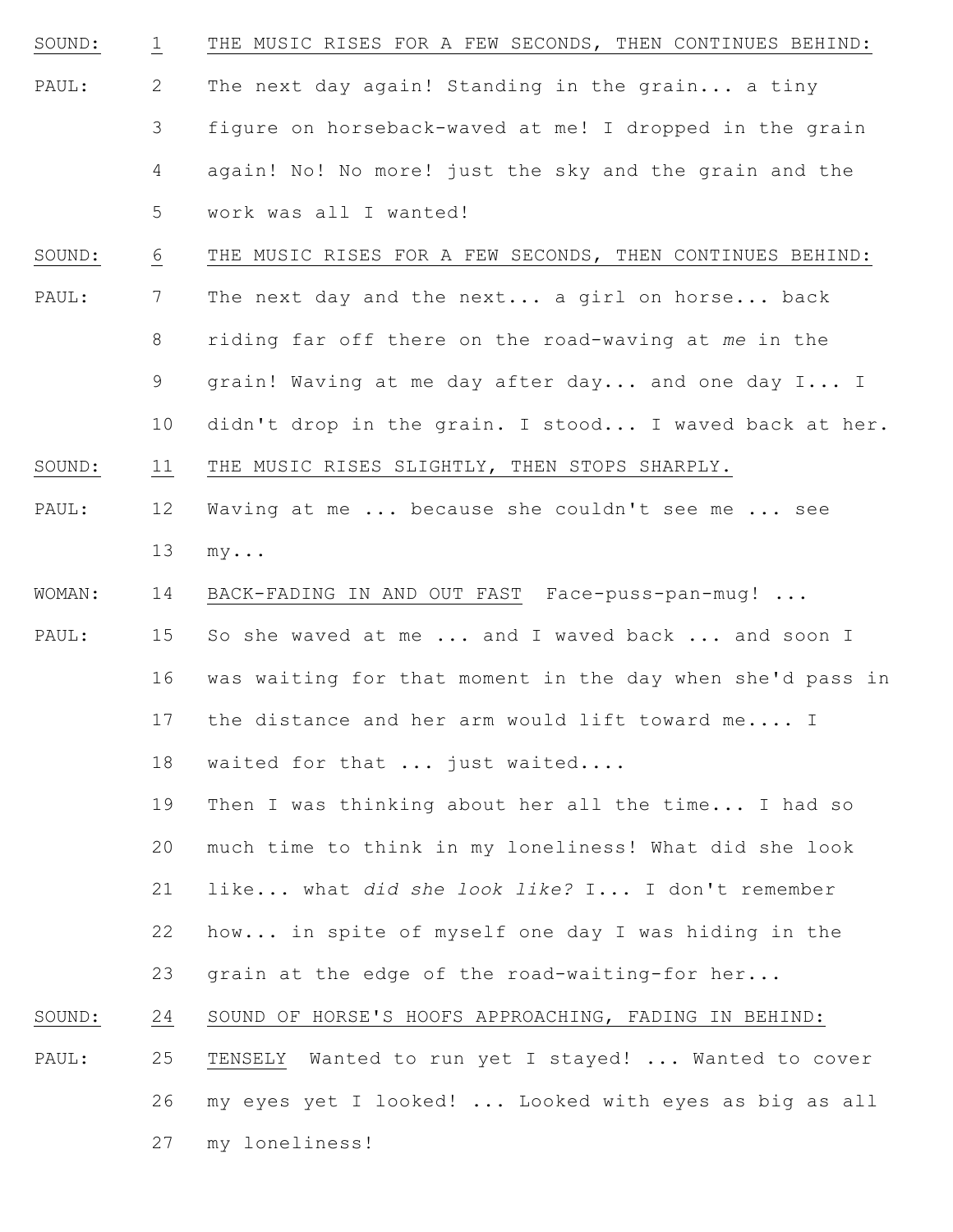SOUND: 1 <u>THE MUSIC RISES FOR A FEW SECONDS, THEN CONTINUES BEHIND:</u>

PAUL: 2 The next day again! Standing in the grain... a tiny
3 figure on horseback-waved at me! I dropped in the grain
4 again! No! No more! just the sky and the grain and the
5 work was all I wanted!

SOUND: 6 <u>THE MUSIC RISES FOR A FEW SECONDS, THEN CONTINUES BEHIND:</u>

PAUL: 7 The next day and the next... a girl on horse... back
8 riding far off there on the road-waving at *me* in the
9 grain! Waving at me day after day... and one day I... I
10 didn't drop in the grain. I stood... I waved back at her.

SOUND: 11 <u>THE MUSIC RISES SLIGHTLY, THEN STOPS SHARPLY.</u>

PAUL: 12 Waving at me ... because she couldn't see me ... see
13 my...

WOMAN: 14 <u>BACK-FADING IN AND OUT FAST</u> Face-puss-pan-mug! ...

PAUL: 15 So she waved at me ... and I waved back ... and soon I
16 was waiting for that moment in the day when she'd pass in
17 the distance and her arm would lift toward me.... I
18 waited for that ... just waited....
19 Then I was thinking about her all the time... I had so
20 much time to think in my loneliness! What did she look
21 like... what *did she look like?* I... I don't remember
22 how... in spite of myself one day I was hiding in the
23 grain at the edge of the road-waiting-for her...

SOUND: 24 <u>SOUND OF HORSE'S HOOFS APPROACHING, FADING IN BEHIND:</u>

PAUL: 25 <u>TENSELY</u> Wanted to run yet I stayed! ... Wanted to cover
26 my eyes yet I looked! ... Looked with eyes as big as all
27 my loneliness!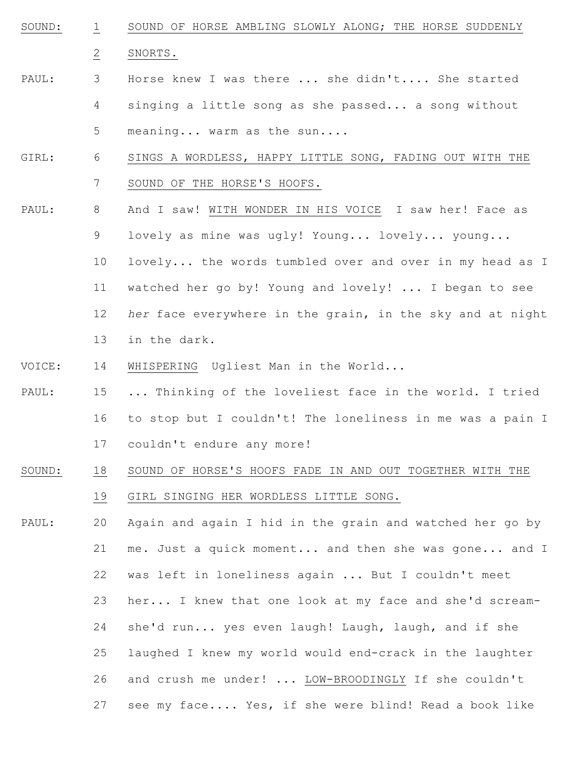SOUND: 1 SOUND OF HORSE AMBLING SLOWLY ALONG; THE HORSE SUDDENLY
2 SNORTS.

PAUL: 3 Horse knew I was there ... she didn't.... She started
4 singing a little song as she passed... a song without
5 meaning... warm as the sun....

GIRL: 6 SINGS A WORDLESS, HAPPY LITTLE SONG, FADING OUT WITH THE
7 SOUND OF THE HORSE'S HOOFS.

PAUL: 8 And I saw! WITH WONDER IN HIS VOICE I saw her! Face as
9 lovely as mine was ugly! Young... lovely... young...
10 lovely... the words tumbled over and over in my head as I
11 watched her go by! Young and lovely! ... I began to see
12 *her* face everywhere in the grain, in the sky and at night
13 in the dark.

VOICE: 14 WHISPERING Ugliest Man in the World...

PAUL: 15 ... Thinking of the loveliest face in the world. I tried
16 to stop but I couldn't! The loneliness in me was a pain I
17 couldn't endure any more!

SOUND: 18 SOUND OF HORSE'S HOOFS FADE IN AND OUT TOGETHER WITH THE
19 GIRL SINGING HER WORDLESS LITTLE SONG.

PAUL: 20 Again and again I hid in the grain and watched her go by
21 me. Just a quick moment... and then she was gone... and I
22 was left in loneliness again ... But I couldn't meet
23 her... I knew that one look at my face and she'd scream-
24 she'd run... yes even laugh! Laugh, laugh, and if she
25 laughed I knew my world would end-crack in the laughter
26 and crush me under! ... LOW-BROODINGLY If she couldn't
27 see my face.... Yes, if she were blind! Read a book like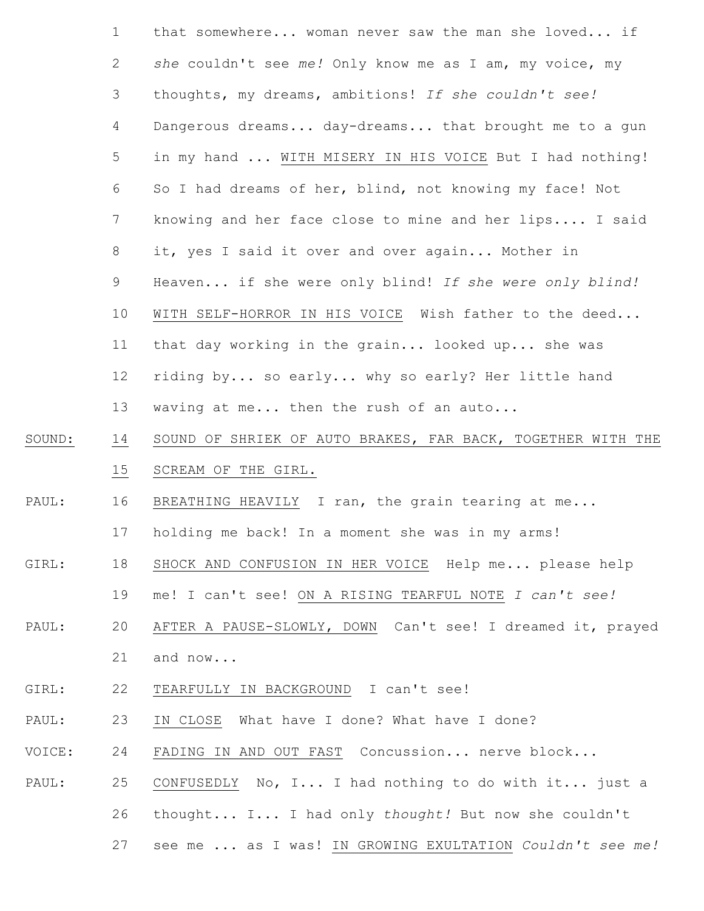that somewhere... woman never saw the man she loved... if *she* couldn't see *me!* Only know me as I am, my voice, my thoughts, my dreams, ambitions! *If she couldn't see!* Dangerous dreams... day-dreams... that brought me to a gun in my hand ... <u>WITH MISERY IN HIS VOICE</u> But I had nothing! So I had dreams of her, blind, not knowing my face! Not knowing and her face close to mine and her lips.... I said it, yes I said it over and over again... Mother in Heaven... if she were only blind! *If she were only blind!* <u>WITH SELF-HORROR IN HIS VOICE</u> Wish father to the deed... that day working in the grain... looked up... she was riding by... so early... why so early? Her little hand waving at me... then the rush of an auto...

<u>SOUND:</u> <u>SOUND OF SHRIEK OF AUTO BRAKES, FAR BACK, TOGETHER WITH THE SCREAM OF THE GIRL.</u>

PAUL: <u>BREATHING HEAVILY</u> I ran, the grain tearing at me... holding me back! In a moment she was in my arms!

GIRL: <u>SHOCK AND CONFUSION IN HER VOICE</u> Help me... please help me! I can't see! <u>ON A RISING TEARFUL NOTE</u> *I can't see!*

PAUL: <u>AFTER A PAUSE-SLOWLY, DOWN</u> Can't see! I dreamed it, prayed and now...

GIRL: <u>TEARFULLY IN BACKGROUND</u> I can't see!

PAUL: <u>IN CLOSE</u> What have I done? What have I done?

VOICE: <u>FADING IN AND OUT FAST</u> Concussion... nerve block...

PAUL: <u>CONFUSEDLY</u> No, I... I had nothing to do with it... just a thought... I... I had only *thought!* But now she couldn't see me ... as I was! <u>IN GROWING EXULTATION</u> *Couldn't see me!*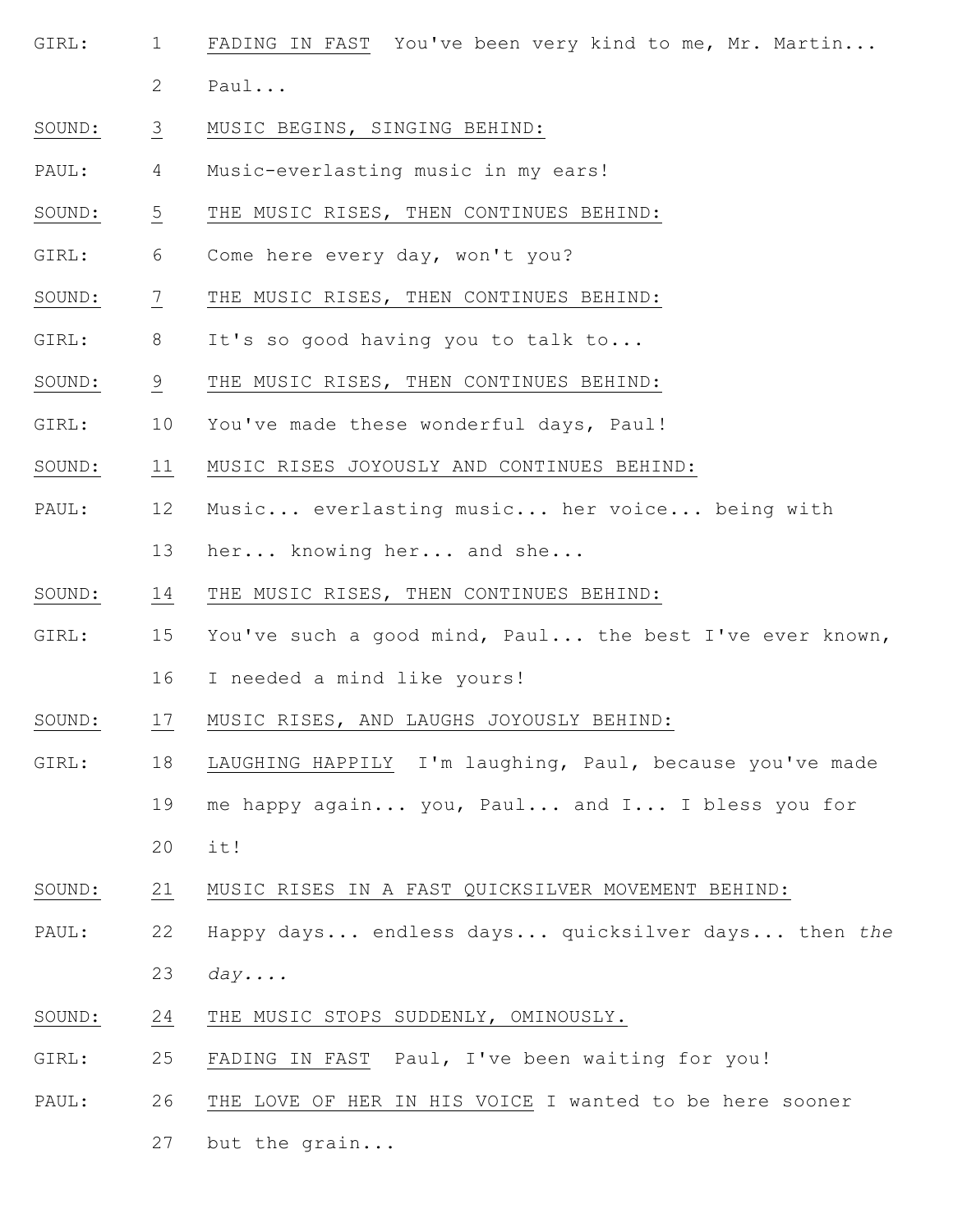GIRL: 1 FADING IN FAST  You've been very kind to me, Mr. Martin...
2 Paul...

SOUND: 3 MUSIC BEGINS, SINGING BEHIND:

PAUL: 4 Music-everlasting music in my ears!

SOUND: 5 THE MUSIC RISES, THEN CONTINUES BEHIND:

GIRL: 6 Come here every day, won't you?

SOUND: 7 THE MUSIC RISES, THEN CONTINUES BEHIND:

GIRL: 8 It's so good having you to talk to...

SOUND: 9 THE MUSIC RISES, THEN CONTINUES BEHIND:

GIRL: 10 You've made these wonderful days, Paul!

SOUND: 11 MUSIC RISES JOYOUSLY AND CONTINUES BEHIND:

PAUL: 12 Music... everlasting music... her voice... being with
13 her... knowing her... and she...

SOUND: 14 THE MUSIC RISES, THEN CONTINUES BEHIND:

GIRL: 15 You've such a good mind, Paul... the best I've ever known,
16 I needed a mind like yours!

SOUND: 17 MUSIC RISES, AND LAUGHS JOYOUSLY BEHIND:

GIRL: 18 LAUGHING HAPPILY  I'm laughing, Paul, because you've made
19 me happy again... you, Paul... and I... I bless you for
20 it!

SOUND: 21 MUSIC RISES IN A FAST QUICKSILVER MOVEMENT BEHIND:

PAUL: 22 Happy days... endless days... quicksilver days... then *the*
23 *day....*

SOUND: 24 THE MUSIC STOPS SUDDENLY, OMINOUSLY.

GIRL: 25 FADING IN FAST  Paul, I've been waiting for you!

PAUL: 26 THE LOVE OF HER IN HIS VOICE I wanted to be here sooner
27 but the grain...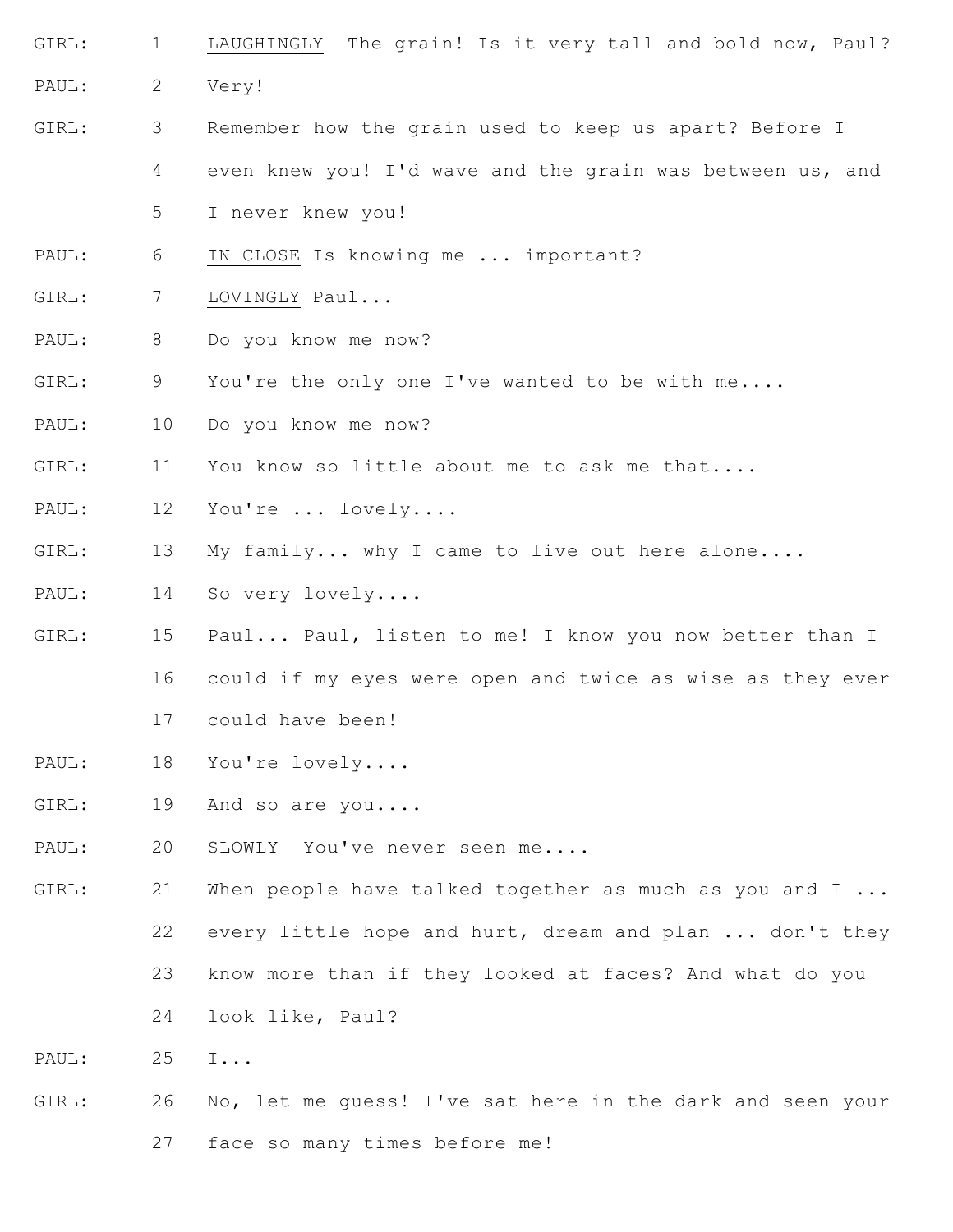GIRL: 1 LAUGHINGLY The grain! Is it very tall and bold now, Paul?

PAUL: 2 Very!

GIRL: 3 Remember how the grain used to keep us apart? Before I 4 even knew you! I'd wave and the grain was between us, and 5 I never knew you!

PAUL: 6 IN CLOSE Is knowing me ... important?

GIRL: 7 LOVINGLY Paul...

PAUL: 8 Do you know me now?

GIRL: 9 You're the only one I've wanted to be with me....

PAUL: 10 Do you know me now?

GIRL: 11 You know so little about me to ask me that....

PAUL: 12 You're ... lovely....

GIRL: 13 My family... why I came to live out here alone....

PAUL: 14 So very lovely....

GIRL: 15 Paul... Paul, listen to me! I know you now better than I 16 could if my eyes were open and twice as wise as they ever 17 could have been!

PAUL: 18 You're lovely....

GIRL: 19 And so are you....

PAUL: 20 SLOWLY You've never seen me....

GIRL: 21 When people have talked together as much as you and I ... 22 every little hope and hurt, dream and plan ... don't they 23 know more than if they looked at faces? And what do you 24 look like, Paul?

PAUL: 25 I...

GIRL: 26 No, let me guess! I've sat here in the dark and seen your 27 face so many times before me!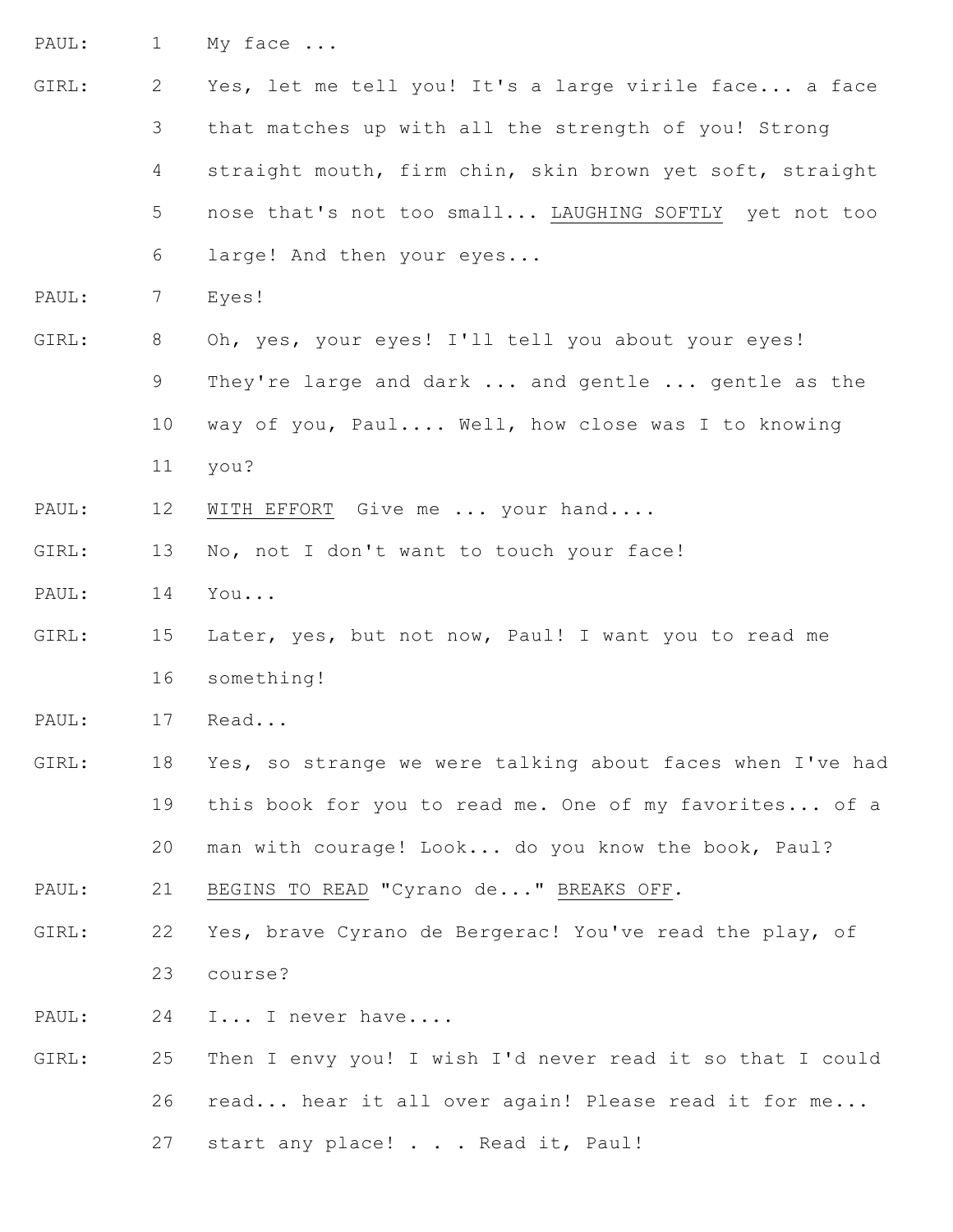PAUL: 1 My face ...

GIRL: 2 Yes, let me tell you! It's a large virile face... a face
3 that matches up with all the strength of you! Strong
4 straight mouth, firm chin, skin brown yet soft, straight
5 nose that's not too small... <u>LAUGHING SOFTLY</u> yet not too
6 large! And then your eyes...

PAUL: 7 Eyes!

GIRL: 8 Oh, yes, your eyes! I'll tell you about your eyes!
9 They're large and dark ... and gentle ... gentle as the
10 way of you, Paul.... Well, how close was I to knowing
11 you?

PAUL: 12 <u>WITH EFFORT</u> Give me ... your hand....

GIRL: 13 No, not I don't want to touch your face!

PAUL: 14 You...

GIRL: 15 Later, yes, but not now, Paul! I want you to read me
16 something!

PAUL: 17 Read...

GIRL: 18 Yes, so strange we were talking about faces when I've had
19 this book for you to read me. One of my favorites... of a
20 man with courage! Look... do you know the book, Paul?

PAUL: 21 <u>BEGINS TO READ</u> "Cyrano de..." <u>BREAKS OFF</u>.

GIRL: 22 Yes, brave Cyrano de Bergerac! You've read the play, of
23 course?

PAUL: 24 I... I never have....

GIRL: 25 Then I envy you! I wish I'd never read it so that I could
26 read... hear it all over again! Please read it for me...
27 start any place! . . . Read it, Paul!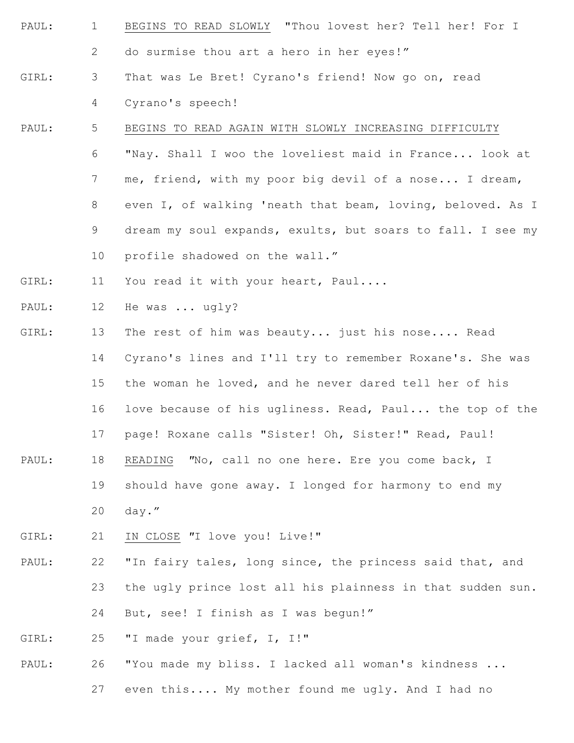PAUL: 1 <u>BEGINS TO READ SLOWLY</u> "Thou lovest her? Tell her! For I
2 do surmise thou art a hero in her eyes!"

GIRL: 3 That was Le Bret! Cyrano's friend! Now go on, read
4 Cyrano's speech!

PAUL: 5 <u>BEGINS TO READ AGAIN WITH SLOWLY INCREASING DIFFICULTY</u>
6 "Nay. Shall I woo the loveliest maid in France... look at
7 me, friend, with my poor big devil of a nose... I dream,
8 even I, of walking 'neath that beam, loving, beloved. As I
9 dream my soul expands, exults, but soars to fall. I see my
10 profile shadowed on the wall."

GIRL: 11 You read it with your heart, Paul....

PAUL: 12 He was ... ugly?

GIRL: 13 The rest of him was beauty... just his nose.... Read
14 Cyrano's lines and I'll try to remember Roxane's. She was
15 the woman he loved, and he never dared tell her of his
16 love because of his ugliness. Read, Paul... the top of the
17 page! Roxane calls "Sister! Oh, Sister!" Read, Paul!

PAUL: 18 <u>READING</u> "No, call no one here. Ere you come back, I
19 should have gone away. I longed for harmony to end my
20 day."

GIRL: 21 <u>IN CLOSE</u> "I love you! Live!"

PAUL: 22 "In fairy tales, long since, the princess said that, and
23 the ugly prince lost all his plainness in that sudden sun.
24 But, see! I finish as I was begun!"

GIRL: 25 "I made your grief, I, I!"

PAUL: 26 "You made my bliss. I lacked all woman's kindness ...
27 even this.... My mother found me ugly. And I had no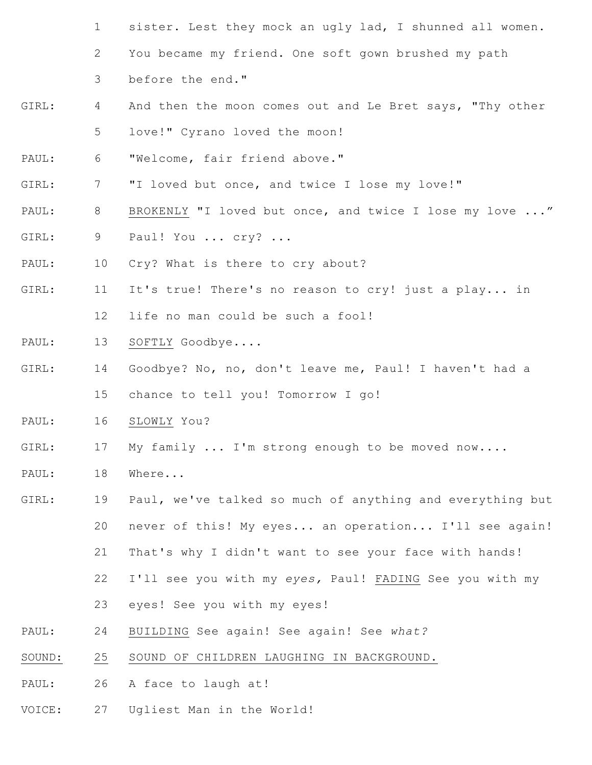1 sister. Lest they mock an ugly lad, I shunned all women.

2 You became my friend. One soft gown brushed my path

3 before the end."

GIRL: 4 And then the moon comes out and Le Bret says, "Thy other

5 love!" Cyrano loved the moon!

PAUL: 6 "Welcome, fair friend above."

GIRL: 7 "I loved but once, and twice I lose my love!"

PAUL: 8 <u>BROKENLY</u> "I loved but once, and twice I lose my love ..."

GIRL: 9 Paul! You ... cry? ...

PAUL: 10 Cry? What is there to cry about?

GIRL: 11 It's true! There's no reason to cry! just a play... in

12 life no man could be such a fool!

PAUL: 13 <u>SOFTLY</u> Goodbye....

GIRL: 14 Goodbye? No, no, don't leave me, Paul! I haven't had a

15 chance to tell you! Tomorrow I go!

PAUL: 16 <u>SLOWLY</u> You?

GIRL: 17 My family ... I'm strong enough to be moved now....

PAUL: 18 Where...

GIRL: 19 Paul, we've talked so much of anything and everything but

20 never of this! My eyes... an operation... I'll see again!

21 That's why I didn't want to see your face with hands!

22 I'll see you with my *eyes,* Paul! <u>FADING</u> See you with my

23 eyes! See you with my eyes!

PAUL: 24 <u>BUILDING</u> See again! See again! See *what?*

<u>SOUND:</u> <u>25</u> <u>SOUND OF CHILDREN LAUGHING IN BACKGROUND.</u>

PAUL: 26 A face to laugh at!

VOICE: 27 Ugliest Man in the World!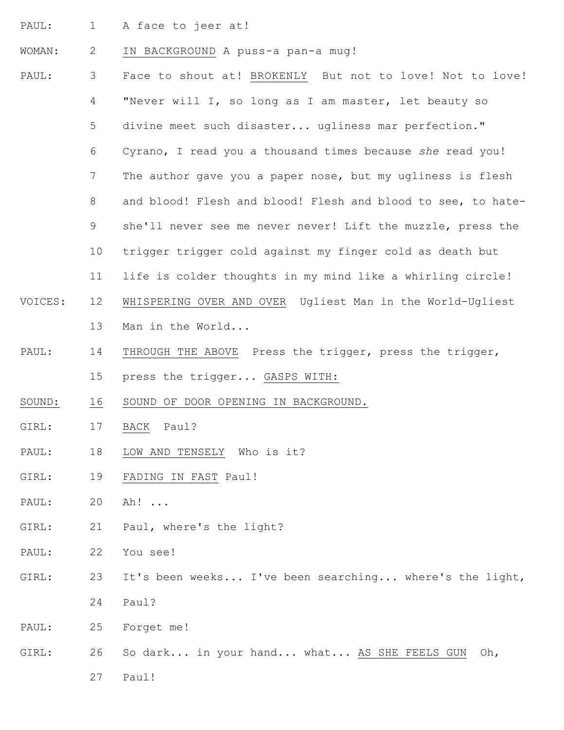PAUL: 1 A face to jeer at!

WOMAN: 2 <u>IN BACKGROUND</u> A puss-a pan-a mug!

PAUL: 3 Face to shout at! <u>BROKENLY</u> But not to love! Not to love!
4 "Never will I, so long as I am master, let beauty so
5 divine meet such disaster... ugliness mar perfection."
6 Cyrano, I read you a thousand times because *she* read you!
7 The author gave you a paper nose, but my ugliness is flesh
8 and blood! Flesh and blood! Flesh and blood to see, to hate-
9 she'll never see me never never! Lift the muzzle, press the
10 trigger trigger cold against my finger cold as death but
11 life is colder thoughts in my mind like a whirling circle!

VOICES: 12 <u>WHISPERING OVER AND OVER</u> Ugliest Man in the World-Ugliest
13 Man in the World...

PAUL: 14 <u>THROUGH THE ABOVE</u> Press the trigger, press the trigger,
15 press the trigger... <u>GASPS WITH:</u>

<u>SOUND:</u> <u>16</u> <u>SOUND OF DOOR OPENING IN BACKGROUND.</u>

GIRL: 17 <u>BACK</u> Paul?

PAUL: 18 <u>LOW AND TENSELY</u> Who is it?

GIRL: 19 <u>FADING IN FAST</u> Paul!

PAUL: 20 Ah! ...

GIRL: 21 Paul, where's the light?

PAUL: 22 You see!

GIRL: 23 It's been weeks... I've been searching... where's the light,
24 Paul?

PAUL: 25 Forget me!

GIRL: 26 So dark... in your hand... what... <u>AS SHE FEELS GUN</u> Oh,
27 Paul!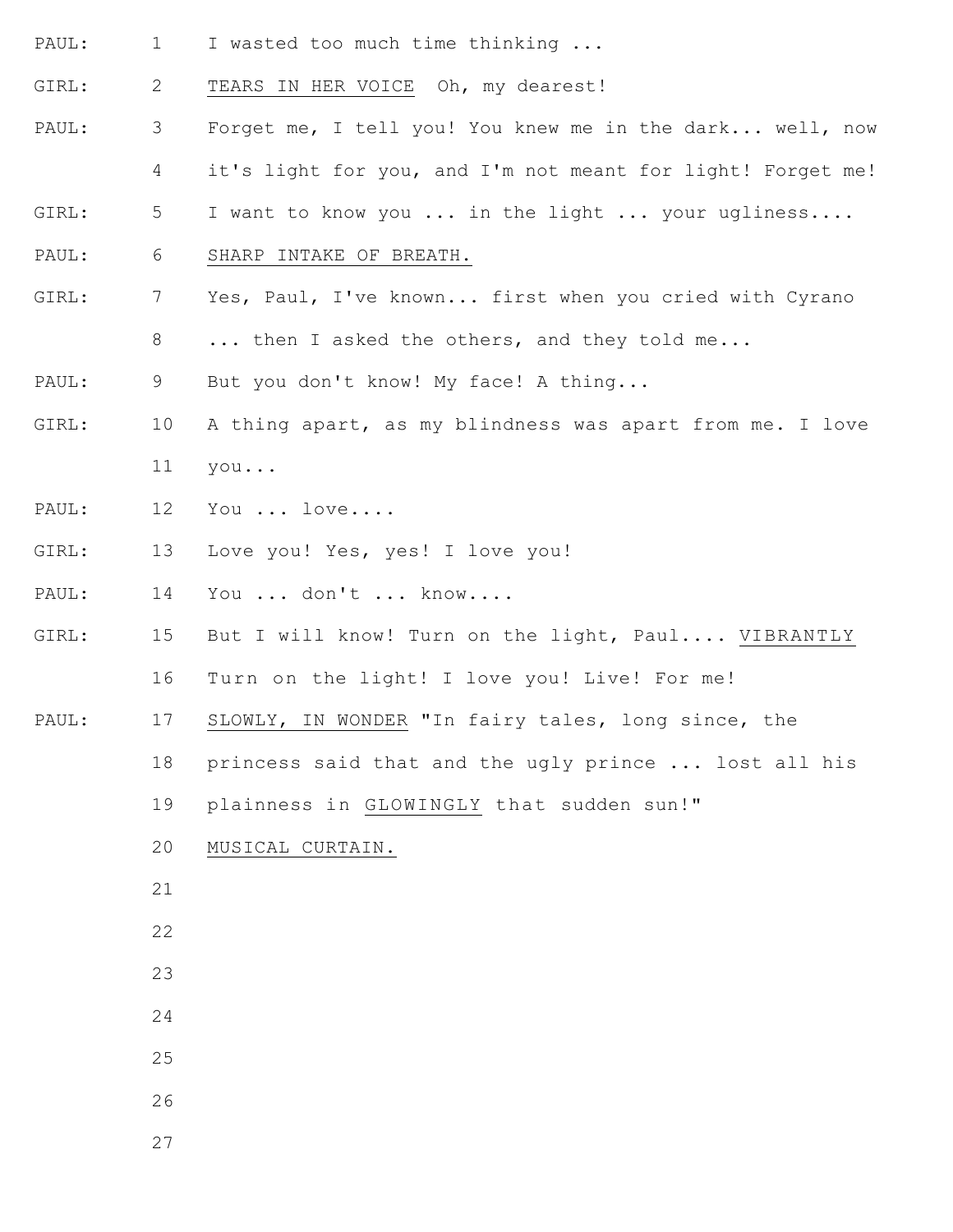PAUL: I wasted too much time thinking ...

GIRL: TEARS IN HER VOICE Oh, my dearest!

PAUL: Forget me, I tell you! You knew me in the dark... well, now it's light for you, and I'm not meant for light! Forget me!

GIRL: I want to know you ... in the light ... your ugliness....

PAUL: SHARP INTAKE OF BREATH.

GIRL: Yes, Paul, I've known... first when you cried with Cyrano ... then I asked the others, and they told me...

PAUL: But you don't know! My face! A thing...

GIRL: A thing apart, as my blindness was apart from me. I love you...

PAUL: You ... love....

GIRL: Love you! Yes, yes! I love you!

PAUL: You ... don't ... know....

GIRL: But I will know! Turn on the light, Paul.... VIBRANTLY Turn on the light! I love you! Live! For me!

PAUL: SLOWLY, IN WONDER "In fairy tales, long since, the princess said that and the ugly prince ... lost all his plainness in GLOWINGLY that sudden sun!"

MUSICAL CURTAIN.